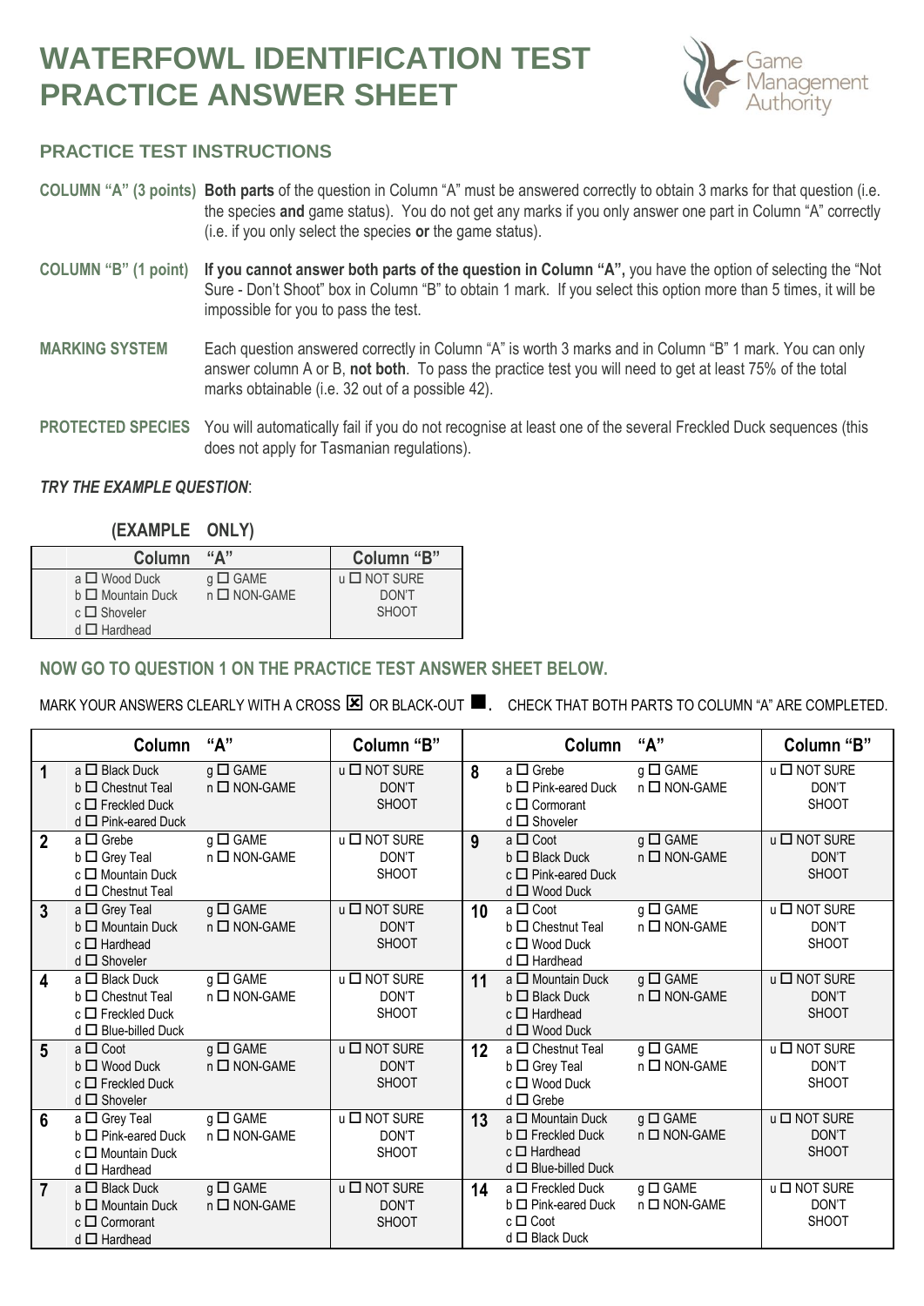# WATERFOWL IDENTIFICATION TEST PRACTICE ANSWER SHEET

Game Management Authority

## PRACTICE TEST INSTRUCTIONS

**COLUMN "A" (3 points)** **Both parts** of the question in Column "A" must be answered correctly to obtain 3 marks for that question (i.e. the species **and** game status). You do not get any marks if you only answer one part in Column "A" correctly (i.e. if you only select the species **or** the game status).

**COLUMN "B" (1 point)** **If you cannot answer both parts of the question in Column "A",** you have the option of selecting the "Not Sure - Don't Shoot" box in Column "B" to obtain 1 mark. If you select this option more than 5 times, it will be impossible for you to pass the test.

**MARKING SYSTEM** Each question answered correctly in Column "A" is worth 3 marks and in Column "B" 1 mark. You can only answer column A or B, **not both**. To pass the practice test you will need to get at least 75% of the total marks obtainable (i.e. 32 out of a possible 42).

**PROTECTED SPECIES** You will automatically fail if you do not recognise at least one of the several Freckled Duck sequences (this does not apply for Tasmanian regulations).

***TRY THE EXAMPLE QUESTION***:

**(EXAMPLE ONLY)**

| Column "A" | | Column "B" |
|---|---|---|
| a ☐ Wood Duck<br>b ☐ Mountain Duck<br>c ☐ Shoveler<br>d ☐ Hardhead | g ☐ GAME<br>n ☐ NON-GAME | u ☐ NOT SURE DON'T SHOOT |

### NOW GO TO QUESTION 1 ON THE PRACTICE TEST ANSWER SHEET BELOW.

MARK YOUR ANSWERS CLEARLY WITH A CROSS ☒ OR BLACK-OUT ■. CHECK THAT BOTH PARTS TO COLUMN "A" ARE COMPLETED.

| | Column "A" | | Column "B" |
|---|---|---|---|
| **1** | a ☐ Black Duck<br>b ☐ Chestnut Teal<br>c ☐ Freckled Duck<br>d ☐ Pink-eared Duck | g ☐ GAME<br>n ☐ NON-GAME | u ☐ NOT SURE DON'T SHOOT |
| **2** | a ☐ Grebe<br>b ☐ Grey Teal<br>c ☐ Mountain Duck<br>d ☐ Chestnut Teal | g ☐ GAME<br>n ☐ NON-GAME | u ☐ NOT SURE DON'T SHOOT |
| **3** | a ☐ Grey Teal<br>b ☐ Mountain Duck<br>c ☐ Hardhead<br>d ☐ Shoveler | g ☐ GAME<br>n ☐ NON-GAME | u ☐ NOT SURE DON'T SHOOT |
| **4** | a ☐ Black Duck<br>b ☐ Chestnut Teal<br>c ☐ Freckled Duck<br>d ☐ Blue-billed Duck | g ☐ GAME<br>n ☐ NON-GAME | u ☐ NOT SURE DON'T SHOOT |
| **5** | a ☐ Coot<br>b ☐ Wood Duck<br>c ☐ Freckled Duck<br>d ☐ Shoveler | g ☐ GAME<br>n ☐ NON-GAME | u ☐ NOT SURE DON'T SHOOT |
| **6** | a ☐ Grey Teal<br>b ☐ Pink-eared Duck<br>c ☐ Mountain Duck<br>d ☐ Hardhead | g ☐ GAME<br>n ☐ NON-GAME | u ☐ NOT SURE DON'T SHOOT |
| **7** | a ☐ Black Duck<br>b ☐ Mountain Duck<br>c ☐ Cormorant<br>d ☐ Hardhead | g ☐ GAME<br>n ☐ NON-GAME | u ☐ NOT SURE DON'T SHOOT |
| **8** | a ☐ Grebe<br>b ☐ Pink-eared Duck<br>c ☐ Cormorant<br>d ☐ Shoveler | g ☐ GAME<br>n ☐ NON-GAME | u ☐ NOT SURE DON'T SHOOT |
| **9** | a ☐ Coot<br>b ☐ Black Duck<br>c ☐ Pink-eared Duck<br>d ☐ Wood Duck | g ☐ GAME<br>n ☐ NON-GAME | u ☐ NOT SURE DON'T SHOOT |
| **10** | a ☐ Coot<br>b ☐ Chestnut Teal<br>c ☐ Wood Duck<br>d ☐ Hardhead | g ☐ GAME<br>n ☐ NON-GAME | u ☐ NOT SURE DON'T SHOOT |
| **11** | a ☐ Mountain Duck<br>b ☐ Black Duck<br>c ☐ Hardhead<br>d ☐ Wood Duck | g ☐ GAME<br>n ☐ NON-GAME | u ☐ NOT SURE DON'T SHOOT |
| **12** | a ☐ Chestnut Teal<br>b ☐ Grey Teal<br>c ☐ Wood Duck<br>d ☐ Grebe | g ☐ GAME<br>n ☐ NON-GAME | u ☐ NOT SURE DON'T SHOOT |
| **13** | a ☐ Mountain Duck<br>b ☐ Freckled Duck<br>c ☐ Hardhead<br>d ☐ Blue-billed Duck | g ☐ GAME<br>n ☐ NON-GAME | u ☐ NOT SURE DON'T SHOOT |
| **14** | a ☐ Freckled Duck<br>b ☐ Pink-eared Duck<br>c ☐ Coot<br>d ☐ Black Duck | g ☐ GAME<br>n ☐ NON-GAME | u ☐ NOT SURE DON'T SHOOT |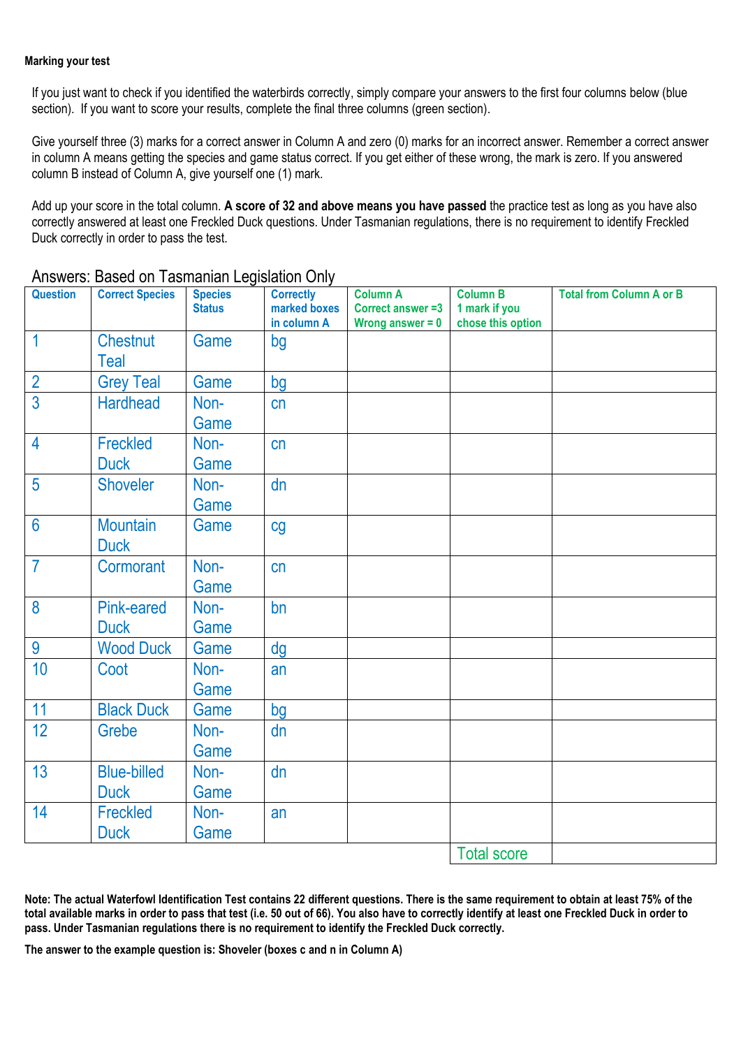**Marking your test**

If you just want to check if you identified the waterbirds correctly, simply compare your answers to the first four columns below (blue section). If you want to score your results, complete the final three columns (green section).

Give yourself three (3) marks for a correct answer in Column A and zero (0) marks for an incorrect answer. Remember a correct answer in column A means getting the species and game status correct. If you get either of these wrong, the mark is zero. If you answered column B instead of Column A, give yourself one (1) mark.

Add up your score in the total column. **A score of 32 and above means you have passed** the practice test as long as you have also correctly answered at least one Freckled Duck questions. Under Tasmanian regulations, there is no requirement to identify Freckled Duck correctly in order to pass the test.

## Answers: Based on Tasmanian Legislation Only

| Question | Correct Species | Species Status | Correctly marked boxes in column A | Column A Correct answer =3 Wrong answer = 0 | Column B 1 mark if you chose this option | Total from Column A or B |
|---|---|---|---|---|---|---|
| 1 | Chestnut Teal | Game | bg | | | |
| 2 | Grey Teal | Game | bg | | | |
| 3 | Hardhead | Non-Game | cn | | | |
| 4 | Freckled Duck | Non-Game | cn | | | |
| 5 | Shoveler | Non-Game | dn | | | |
| 6 | Mountain Duck | Game | cg | | | |
| 7 | Cormorant | Non-Game | cn | | | |
| 8 | Pink-eared Duck | Non-Game | bn | | | |
| 9 | Wood Duck | Game | dg | | | |
| 10 | Coot | Non-Game | an | | | |
| 11 | Black Duck | Game | bg | | | |
| 12 | Grebe | Non-Game | dn | | | |
| 13 | Blue-billed Duck | Non-Game | dn | | | |
| 14 | Freckled Duck | Non-Game | an | | | |
| | | | | | Total score | |

**Note: The actual Waterfowl Identification Test contains 22 different questions. There is the same requirement to obtain at least 75% of the total available marks in order to pass that test (i.e. 50 out of 66). You also have to correctly identify at least one Freckled Duck in order to pass. Under Tasmanian regulations there is no requirement to identify the Freckled Duck correctly.**

**The answer to the example question is: Shoveler (boxes c and n in Column A)**